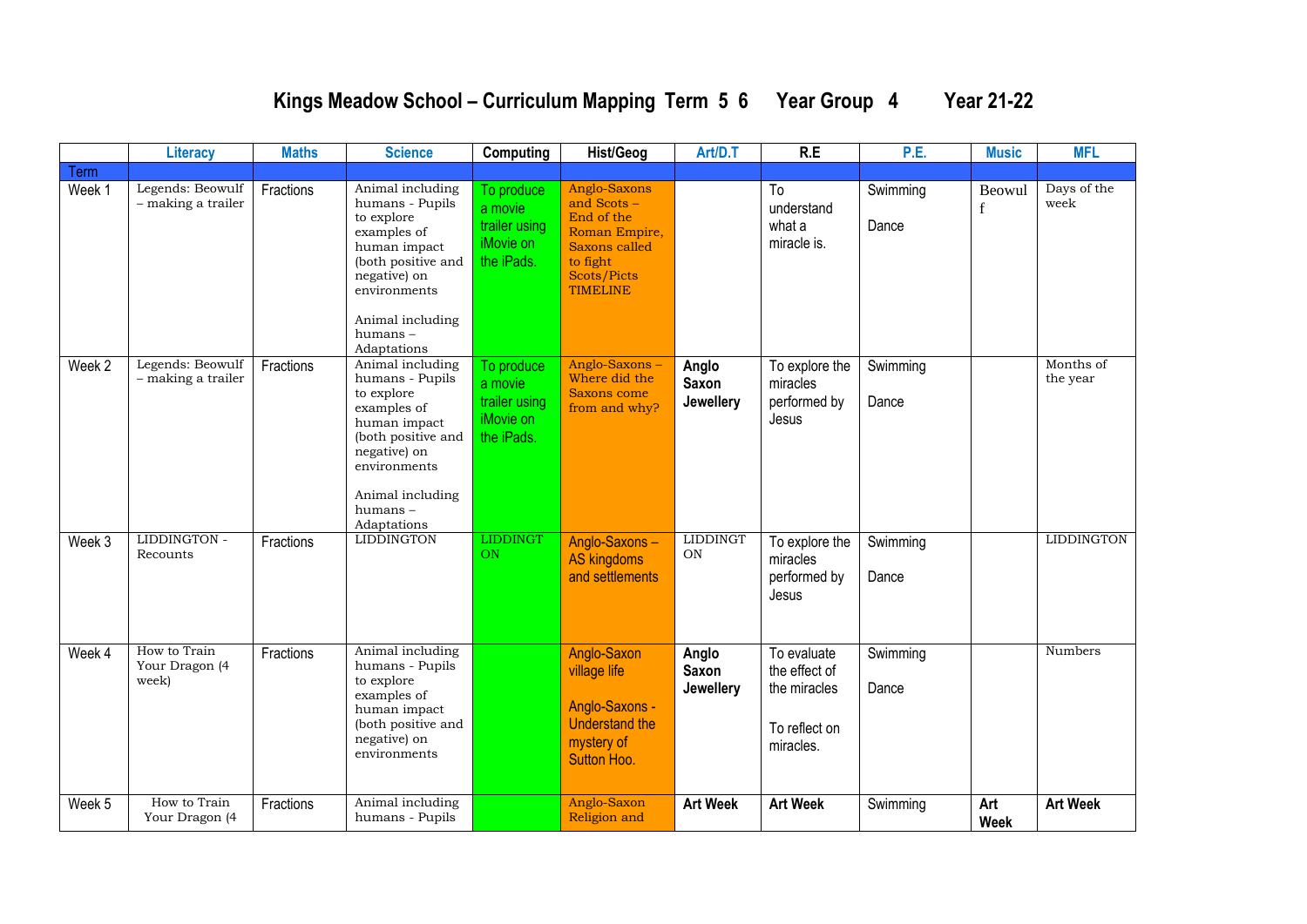# Kings Meadow School – Curriculum Mapping Term 5 6 Year Group 4 Year 21-22

| | Literacy | Maths | Science | Computing | Hist/Geog | Art/D.T | R.E | P.E. | Music | MFL |
|---|---|---|---|---|---|---|---|---|---|---|
| Term | | | | | | | | | | |
| Week 1 | Legends: Beowulf – making a trailer | Fractions | Animal including humans - Pupils to explore examples of human impact (both positive and negative) on environments<br><br>Animal including humans – Adaptations | To produce a movie trailer using iMovie on the iPads. | Anglo-Saxons and Scots – End of the Roman Empire, Saxons called to fight Scots/Picts TIMELINE | | To understand what a miracle is. | Swimming<br><br>Dance | Beowulf | Days of the week |
| Week 2 | Legends: Beowulf – making a trailer | Fractions | Animal including humans - Pupils to explore examples of human impact (both positive and negative) on environments<br><br>Animal including humans – Adaptations | To produce a movie trailer using iMovie on the iPads. | Anglo-Saxons – Where did the Saxons come from and why? | **Anglo Saxon Jewellery** | To explore the miracles performed by Jesus | Swimming<br><br>Dance | | Months of the year |
| Week 3 | LIDDINGTON - Recounts | Fractions | LIDDINGTON | LIDDINGTON | Anglo-Saxons – AS kingdoms and settlements | LIDDINGTON | To explore the miracles performed by Jesus | Swimming<br><br>Dance | | LIDDINGTON |
| Week 4 | How to Train Your Dragon (4 week) | Fractions | Animal including humans - Pupils to explore examples of human impact (both positive and negative) on environments | | Anglo-Saxon village life<br><br>Anglo-Saxons - Understand the mystery of Sutton Hoo. | **Anglo Saxon Jewellery** | To evaluate the effect of the miracles<br><br>To reflect on miracles. | Swimming<br><br>Dance | | Numbers |
| Week 5 | How to Train Your Dragon (4 | Fractions | Animal including humans - Pupils | | Anglo-Saxon Religion and | **Art Week** | **Art Week** | Swimming | **Art Week** | **Art Week** |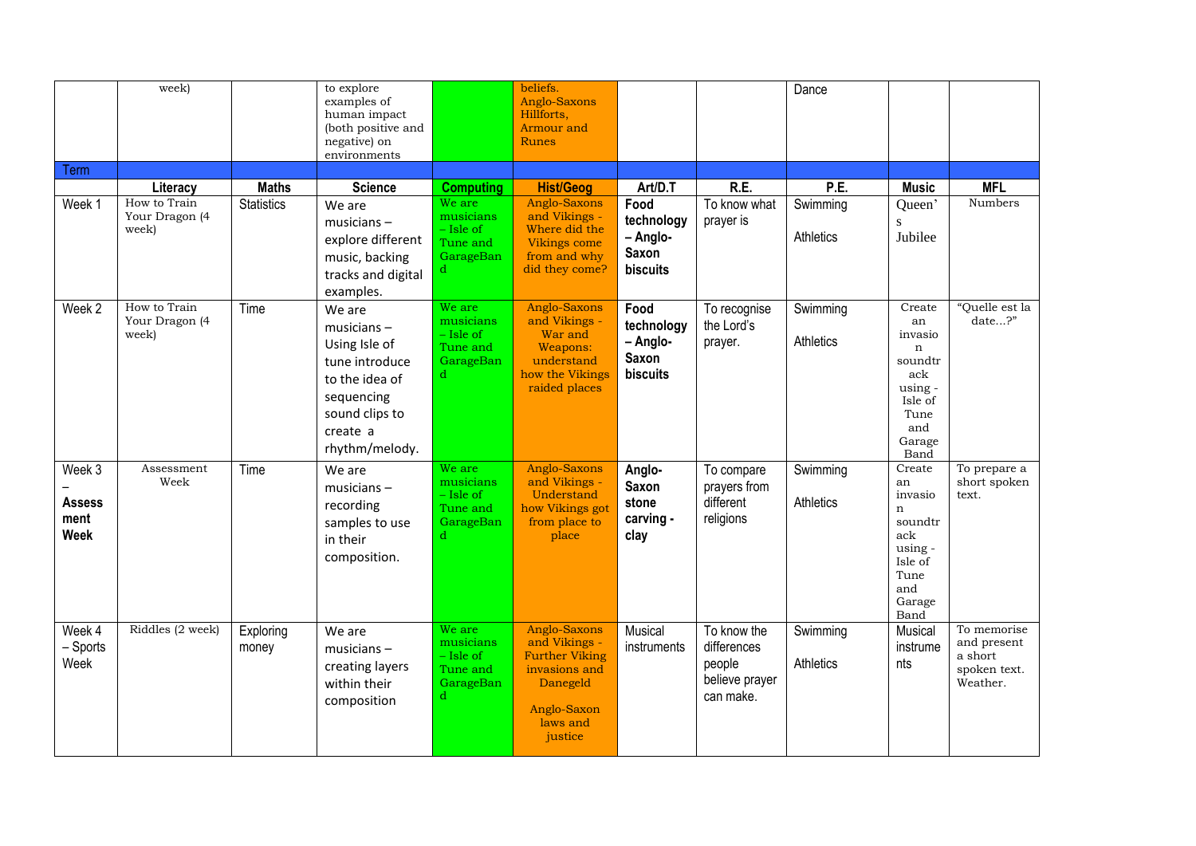| | week) | | to explore examples of human impact (both positive and negative) on environments | | beliefs. Anglo-Saxons Hillforts, Armour and Runes | | | Dance | | |
|---|---|---|---|---|---|---|---|---|---|---|
| Term | | | | | | | | | | |
| | **Literacy** | **Maths** | **Science** | **Computing** | **Hist/Geog** | **Art/D.T** | **R.E.** | **P.E.** | **Music** | **MFL** |
| Week 1 | How to Train Your Dragon (4 week) | Statistics | We are musicians – explore different music, backing tracks and digital examples. | We are musicians – Isle of Tune and GarageBand | Anglo-Saxons and Vikings - Where did the Vikings come from and why did they come? | **Food technology – Anglo-Saxon biscuits** | To know what prayer is | Swimming<br><br>Athletics | Queen's Jubilee | Numbers |
| Week 2 | How to Train Your Dragon (4 week) | Time | We are musicians – Using Isle of tune introduce to the idea of sequencing sound clips to create a rhythm/melody. | We are musicians – Isle of Tune and GarageBand | Anglo-Saxons and Vikings - War and Weapons: understand how the Vikings raided places | **Food technology – Anglo-Saxon biscuits** | To recognise the Lord's prayer. | Swimming<br><br>Athletics | Create an invasion soundtrack using - Isle of Tune and Garage Band | "Quelle est la date…?" |
| Week 3 – **Assessment Week** | Assessment Week | Time | We are musicians – recording samples to use in their composition. | We are musicians – Isle of Tune and GarageBand | Anglo-Saxons and Vikings - Understand how Vikings got from place to place | **Anglo-Saxon stone carving - clay** | To compare prayers from different religions | Swimming<br><br>Athletics | Create an invasion soundtrack using - Isle of Tune and Garage Band | To prepare a short spoken text. |
| Week 4 – Sports Week | Riddles (2 week) | Exploring money | We are musicians – creating layers within their composition | We are musicians – Isle of Tune and GarageBand | Anglo-Saxons and Vikings - Further Viking invasions and Danegeld<br><br>Anglo-Saxon laws and justice | Musical instruments | To know the differences people believe prayer can make. | Swimming<br><br>Athletics | Musical instruments | To memorise and present a short spoken text. Weather. |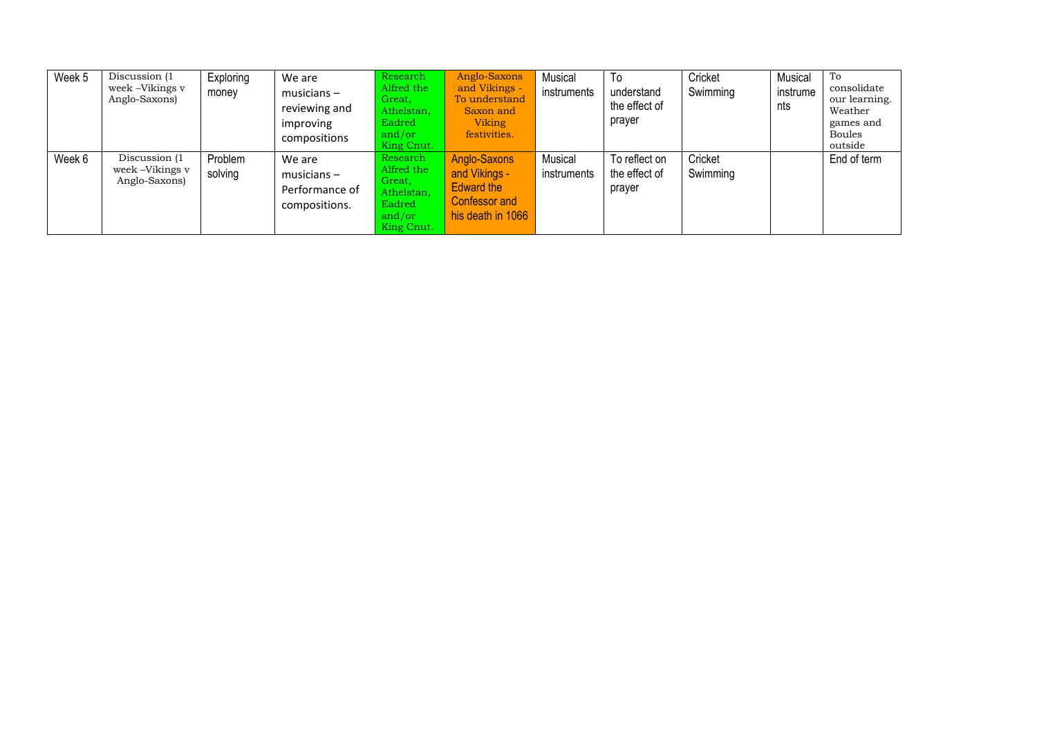| | | | | | | | | | | |
|---|---|---|---|---|---|---|---|---|---|---|
| Week 5 | Discussion (1 week –Vikings v Anglo-Saxons) | Exploring money | We are musicians – reviewing and improving compositions | Research Alfred the Great, Athelstan, Eadred and/or King Cnut. | Anglo-Saxons and Vikings - To understand Saxon and Viking festivities. | Musical instruments | To understand the effect of prayer | Cricket Swimming | Musical instruments | To consolidate our learning. Weather games and Boules outside |
| Week 6 | Discussion (1 week –Vikings v Anglo-Saxons) | Problem solving | We are musicians – Performance of compositions. | Research Alfred the Great, Athelstan, Eadred and/or King Cnut. | Anglo-Saxons and Vikings - Edward the Confessor and his death in 1066 | Musical instruments | To reflect on the effect of prayer | Cricket Swimming | | End of term |